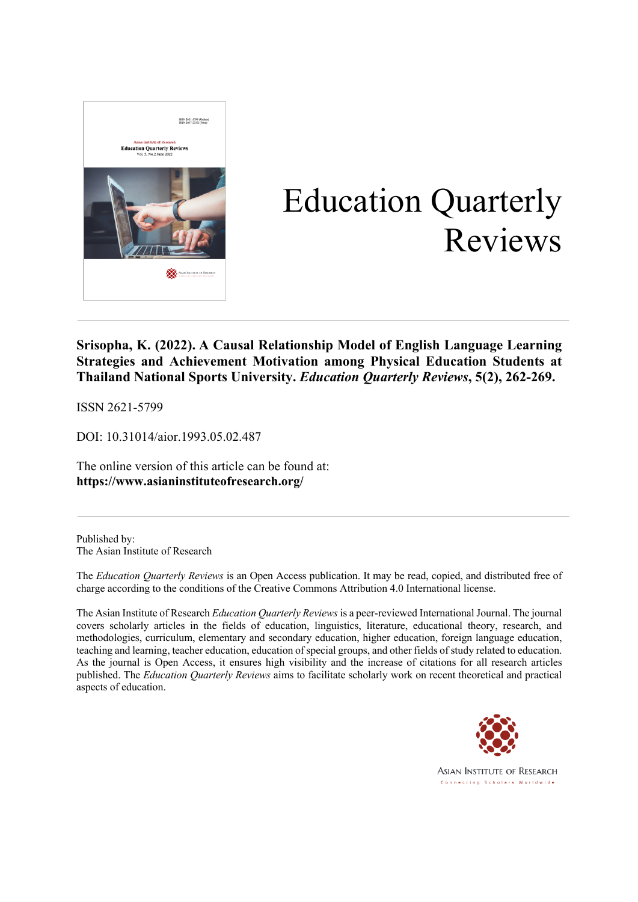# Education Quarterly Reviews

**Srisopha, K. (2022). A Causal Relationship Model of English Language Learning Strategies and Achievement Motivation among Physical Education Students at Thailand National Sports University. *Education Quarterly Reviews*, 5(2), 262-269.**

ISSN 2621-5799

DOI: 10.31014/aior.1993.05.02.487

The online version of this article can be found at:
**https://www.asianinstituteofresearch.org/**

Published by:
The Asian Institute of Research

The *Education Quarterly Reviews* is an Open Access publication. It may be read, copied, and distributed free of charge according to the conditions of the Creative Commons Attribution 4.0 International license.

The Asian Institute of Research *Education Quarterly Reviews* is a peer-reviewed International Journal. The journal covers scholarly articles in the fields of education, linguistics, literature, educational theory, research, and methodologies, curriculum, elementary and secondary education, higher education, foreign language education, teaching and learning, teacher education, education of special groups, and other fields of study related to education. As the journal is Open Access, it ensures high visibility and the increase of citations for all research articles published. The *Education Quarterly Reviews* aims to facilitate scholarly work on recent theoretical and practical aspects of education.

ASIAN INSTITUTE OF RESEARCH
Connecting Scholars Worldwide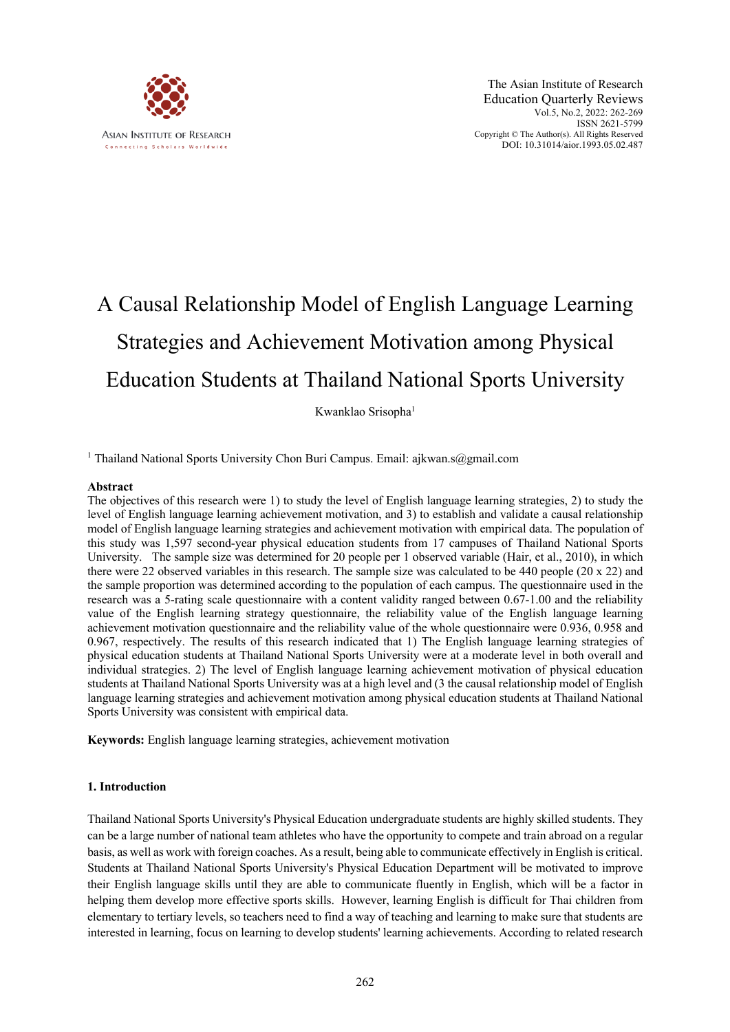# A Causal Relationship Model of English Language Learning Strategies and Achievement Motivation among Physical Education Students at Thailand National Sports University

Kwanklao Srisopha[1]

[1] Thailand National Sports University Chon Buri Campus. Email: ajkwan.s@gmail.com

## Abstract

The objectives of this research were 1) to study the level of English language learning strategies, 2) to study the level of English language learning achievement motivation, and 3) to establish and validate a causal relationship model of English language learning strategies and achievement motivation with empirical data. The population of this study was 1,597 second-year physical education students from 17 campuses of Thailand National Sports University. The sample size was determined for 20 people per 1 observed variable (Hair, et al., 2010), in which there were 22 observed variables in this research. The sample size was calculated to be 440 people (20 x 22) and the sample proportion was determined according to the population of each campus. The questionnaire used in the research was a 5-rating scale questionnaire with a content validity ranged between 0.67-1.00 and the reliability value of the English learning strategy questionnaire, the reliability value of the English language learning achievement motivation questionnaire and the reliability value of the whole questionnaire were 0.936, 0.958 and 0.967, respectively. The results of this research indicated that 1) The English language learning strategies of physical education students at Thailand National Sports University were at a moderate level in both overall and individual strategies. 2) The level of English language learning achievement motivation of physical education students at Thailand National Sports University was at a high level and (3 the causal relationship model of English language learning strategies and achievement motivation among physical education students at Thailand National Sports University was consistent with empirical data.

**Keywords:** English language learning strategies, achievement motivation

## 1. Introduction

Thailand National Sports University's Physical Education undergraduate students are highly skilled students. They can be a large number of national team athletes who have the opportunity to compete and train abroad on a regular basis, as well as work with foreign coaches. As a result, being able to communicate effectively in English is critical. Students at Thailand National Sports University's Physical Education Department will be motivated to improve their English language skills until they are able to communicate fluently in English, which will be a factor in helping them develop more effective sports skills. However, learning English is difficult for Thai children from elementary to tertiary levels, so teachers need to find a way of teaching and learning to make sure that students are interested in learning, focus on learning to develop students' learning achievements. According to related research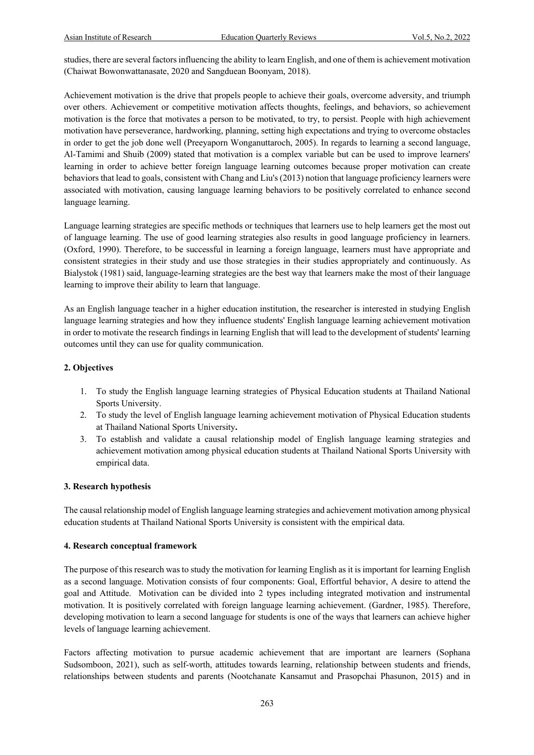studies, there are several factors influencing the ability to learn English, and one of them is achievement motivation (Chaiwat Bowonwattanasate, 2020 and Sangduean Boonyam, 2018).

Achievement motivation is the drive that propels people to achieve their goals, overcome adversity, and triumph over others. Achievement or competitive motivation affects thoughts, feelings, and behaviors, so achievement motivation is the force that motivates a person to be motivated, to try, to persist. People with high achievement motivation have perseverance, hardworking, planning, setting high expectations and trying to overcome obstacles in order to get the job done well (Preeyaporn Wonganuttaroch, 2005). In regards to learning a second language, Al-Tamimi and Shuib (2009) stated that motivation is a complex variable but can be used to improve learners' learning in order to achieve better foreign language learning outcomes because proper motivation can create behaviors that lead to goals, consistent with Chang and Liu's (2013) notion that language proficiency learners were associated with motivation, causing language learning behaviors to be positively correlated to enhance second language learning.

Language learning strategies are specific methods or techniques that learners use to help learners get the most out of language learning. The use of good learning strategies also results in good language proficiency in learners. (Oxford, 1990). Therefore, to be successful in learning a foreign language, learners must have appropriate and consistent strategies in their study and use those strategies in their studies appropriately and continuously. As Bialystok (1981) said, language-learning strategies are the best way that learners make the most of their language learning to improve their ability to learn that language.

As an English language teacher in a higher education institution, the researcher is interested in studying English language learning strategies and how they influence students' English language learning achievement motivation in order to motivate the research findings in learning English that will lead to the development of students' learning outcomes until they can use for quality communication.

## 2. Objectives

1. To study the English language learning strategies of Physical Education students at Thailand National Sports University.
2. To study the level of English language learning achievement motivation of Physical Education students at Thailand National Sports University**.**
3. To establish and validate a causal relationship model of English language learning strategies and achievement motivation among physical education students at Thailand National Sports University with empirical data.

## 3. Research hypothesis

The causal relationship model of English language learning strategies and achievement motivation among physical education students at Thailand National Sports University is consistent with the empirical data.

## 4. Research conceptual framework

The purpose of this research was to study the motivation for learning English as it is important for learning English as a second language. Motivation consists of four components: Goal, Effortful behavior, A desire to attend the goal and Attitude. Motivation can be divided into 2 types including integrated motivation and instrumental motivation. It is positively correlated with foreign language learning achievement. (Gardner, 1985). Therefore, developing motivation to learn a second language for students is one of the ways that learners can achieve higher levels of language learning achievement.

Factors affecting motivation to pursue academic achievement that are important are learners (Sophana Sudsomboon, 2021), such as self-worth, attitudes towards learning, relationship between students and friends, relationships between students and parents (Nootchanate Kansamut and Prasopchai Phasunon, 2015) and in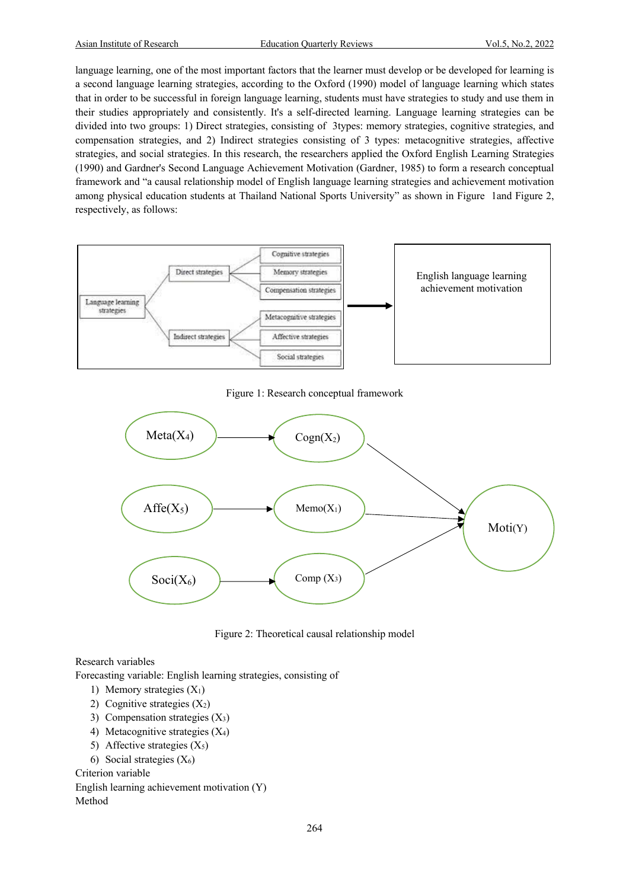language learning, one of the most important factors that the learner must develop or be developed for learning is a second language learning strategies, according to the Oxford (1990) model of language learning which states that in order to be successful in foreign language learning, students must have strategies to study and use them in their studies appropriately and consistently. It's a self-directed learning. Language learning strategies can be divided into two groups: 1) Direct strategies, consisting of 3types: memory strategies, cognitive strategies, and compensation strategies, and 2) Indirect strategies consisting of 3 types: metacognitive strategies, affective strategies, and social strategies. In this research, the researchers applied the Oxford English Learning Strategies (1990) and Gardner's Second Language Achievement Motivation (Gardner, 1985) to form a research conceptual framework and "a causal relationship model of English language learning strategies and achievement motivation among physical education students at Thailand National Sports University" as shown in Figure 1and Figure 2, respectively, as follows:

Figure 1: Research conceptual framework

Figure 2: Theoretical causal relationship model

Research variables

Forecasting variable: English learning strategies, consisting of

1) Memory strategies ($X_1$)
2) Cognitive strategies ($X_2$)
3) Compensation strategies ($X_3$)
4) Metacognitive strategies ($X_4$)
5) Affective strategies ($X_5$)
6) Social strategies ($X_6$)

Criterion variable

English learning achievement motivation (Y)

Method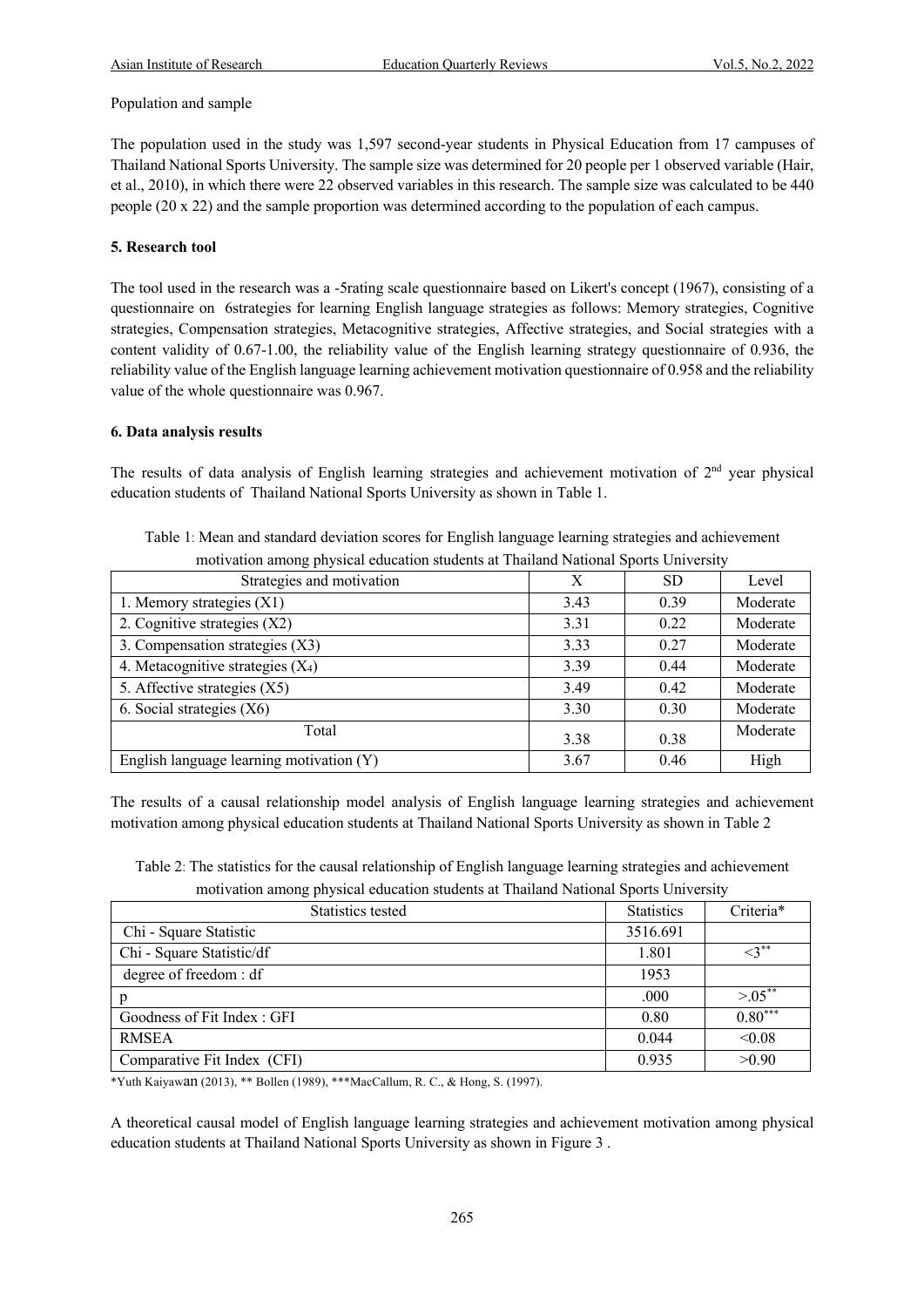Population and sample

The population used in the study was 1,597 second-year students in Physical Education from 17 campuses of Thailand National Sports University. The sample size was determined for 20 people per 1 observed variable (Hair, et al., 2010), in which there were 22 observed variables in this research. The sample size was calculated to be 440 people (20 x 22) and the sample proportion was determined according to the population of each campus.

**5. Research tool**

The tool used in the research was a -5rating scale questionnaire based on Likert's concept (1967), consisting of a questionnaire on 6strategies for learning English language strategies as follows: Memory strategies, Cognitive strategies, Compensation strategies, Metacognitive strategies, Affective strategies, and Social strategies with a content validity of 0.67-1.00, the reliability value of the English learning strategy questionnaire of 0.936, the reliability value of the English language learning achievement motivation questionnaire of 0.958 and the reliability value of the whole questionnaire was 0.967.

**6. Data analysis results**

The results of data analysis of English learning strategies and achievement motivation of 2nd year physical education students of Thailand National Sports University as shown in Table 1.

Table 1: Mean and standard deviation scores for English language learning strategies and achievement motivation among physical education students at Thailand National Sports University

| Strategies and motivation | X | SD | Level |
|---|---|---|---|
| 1. Memory strategies (X1) | 3.43 | 0.39 | Moderate |
| 2. Cognitive strategies (X2) | 3.31 | 0.22 | Moderate |
| 3. Compensation strategies (X3) | 3.33 | 0.27 | Moderate |
| 4. Metacognitive strategies ($X_4$) | 3.39 | 0.44 | Moderate |
| 5. Affective strategies (X5) | 3.49 | 0.42 | Moderate |
| 6. Social strategies (X6) | 3.30 | 0.30 | Moderate |
| Total | 3.38 | 0.38 | Moderate |
| English language learning motivation (Y) | 3.67 | 0.46 | High |

The results of a causal relationship model analysis of English language learning strategies and achievement motivation among physical education students at Thailand National Sports University as shown in Table 2

Table 2: The statistics for the causal relationship of English language learning strategies and achievement motivation among physical education students at Thailand National Sports University

| Statistics tested | Statistics | Criteria* |
|---|---|---|
| Chi - Square Statistic | 3516.691 | |
| Chi - Square Statistic/df | 1.801 | <3** |
| degree of freedom : df | 1953 | |
| p | .000 | >.05** |
| Goodness of Fit Index : GFI | 0.80 | 0.80*** |
| RMSEA | 0.044 | <0.08 |
| Comparative Fit Index (CFI) | 0.935 | >0.90 |

*Yuth Kaiyawan (2013), ** Bollen (1989), ***MacCallum, R. C., & Hong, S. (1997).

A theoretical causal model of English language learning strategies and achievement motivation among physical education students at Thailand National Sports University as shown in Figure 3 .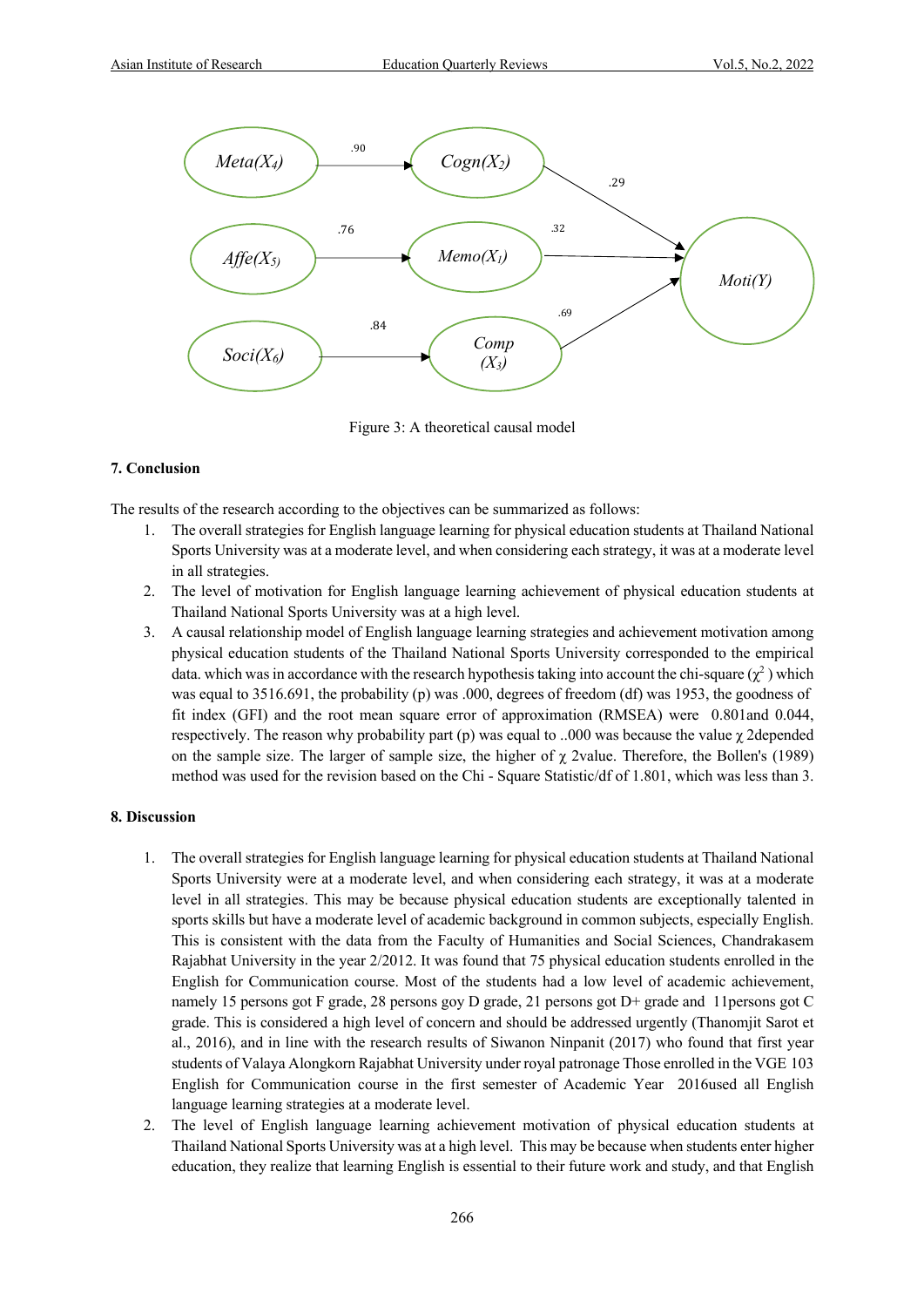Figure 3: A theoretical causal model

### 7. Conclusion

The results of the research according to the objectives can be summarized as follows:

1. The overall strategies for English language learning for physical education students at Thailand National Sports University was at a moderate level, and when considering each strategy, it was at a moderate level in all strategies.
2. The level of motivation for English language learning achievement of physical education students at Thailand National Sports University was at a high level.
3. A causal relationship model of English language learning strategies and achievement motivation among physical education students of the Thailand National Sports University corresponded to the empirical data. which was in accordance with the research hypothesis taking into account the chi-square ($\chi^2$ ) which was equal to 3516.691, the probability (p) was .000, degrees of freedom (df) was 1953, the goodness of fit index (GFI) and the root mean square error of approximation (RMSEA) were 0.801and 0.044, respectively. The reason why probability part (p) was equal to ..000 was because the value $\chi$ 2depended on the sample size. The larger of sample size, the higher of $\chi$ 2value. Therefore, the Bollen's (1989) method was used for the revision based on the Chi - Square Statistic/df of 1.801, which was less than 3.

### 8. Discussion

1. The overall strategies for English language learning for physical education students at Thailand National Sports University were at a moderate level, and when considering each strategy, it was at a moderate level in all strategies. This may be because physical education students are exceptionally talented in sports skills but have a moderate level of academic background in common subjects, especially English. This is consistent with the data from the Faculty of Humanities and Social Sciences, Chandrakasem Rajabhat University in the year 2/2012. It was found that 75 physical education students enrolled in the English for Communication course. Most of the students had a low level of academic achievement, namely 15 persons got F grade, 28 persons goy D grade, 21 persons got D+ grade and 11persons got C grade. This is considered a high level of concern and should be addressed urgently (Thanomjit Sarot et al., 2016), and in line with the research results of Siwanon Ninpanit (2017) who found that first year students of Valaya Alongkorn Rajabhat University under royal patronage Those enrolled in the VGE 103 English for Communication course in the first semester of Academic Year 2016used all English language learning strategies at a moderate level.
2. The level of English language learning achievement motivation of physical education students at Thailand National Sports University was at a high level. This may be because when students enter higher education, they realize that learning English is essential to their future work and study, and that English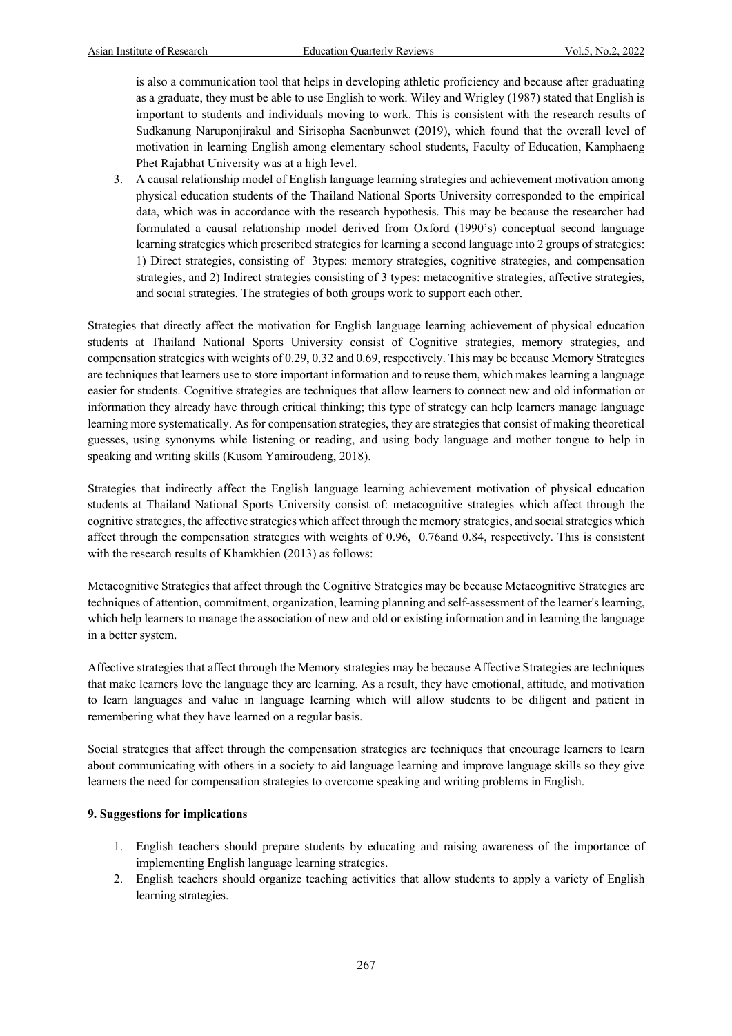is also a communication tool that helps in developing athletic proficiency and because after graduating as a graduate, they must be able to use English to work. Wiley and Wrigley (1987) stated that English is important to students and individuals moving to work. This is consistent with the research results of Sudkanung Naruponjirakul and Sirisopha Saenbunwet (2019), which found that the overall level of motivation in learning English among elementary school students, Faculty of Education, Kamphaeng Phet Rajabhat University was at a high level.

3. A causal relationship model of English language learning strategies and achievement motivation among physical education students of the Thailand National Sports University corresponded to the empirical data, which was in accordance with the research hypothesis. This may be because the researcher had formulated a causal relationship model derived from Oxford (1990's) conceptual second language learning strategies which prescribed strategies for learning a second language into 2 groups of strategies: 1) Direct strategies, consisting of 3types: memory strategies, cognitive strategies, and compensation strategies, and 2) Indirect strategies consisting of 3 types: metacognitive strategies, affective strategies, and social strategies. The strategies of both groups work to support each other.

Strategies that directly affect the motivation for English language learning achievement of physical education students at Thailand National Sports University consist of Cognitive strategies, memory strategies, and compensation strategies with weights of 0.29, 0.32 and 0.69, respectively. This may be because Memory Strategies are techniques that learners use to store important information and to reuse them, which makes learning a language easier for students. Cognitive strategies are techniques that allow learners to connect new and old information or information they already have through critical thinking; this type of strategy can help learners manage language learning more systematically. As for compensation strategies, they are strategies that consist of making theoretical guesses, using synonyms while listening or reading, and using body language and mother tongue to help in speaking and writing skills (Kusom Yamiroudeng, 2018).

Strategies that indirectly affect the English language learning achievement motivation of physical education students at Thailand National Sports University consist of: metacognitive strategies which affect through the cognitive strategies, the affective strategies which affect through the memory strategies, and social strategies which affect through the compensation strategies with weights of 0.96, 0.76and 0.84, respectively. This is consistent with the research results of Khamkhien (2013) as follows:

Metacognitive Strategies that affect through the Cognitive Strategies may be because Metacognitive Strategies are techniques of attention, commitment, organization, learning planning and self-assessment of the learner's learning, which help learners to manage the association of new and old or existing information and in learning the language in a better system.

Affective strategies that affect through the Memory strategies may be because Affective Strategies are techniques that make learners love the language they are learning. As a result, they have emotional, attitude, and motivation to learn languages and value in language learning which will allow students to be diligent and patient in remembering what they have learned on a regular basis.

Social strategies that affect through the compensation strategies are techniques that encourage learners to learn about communicating with others in a society to aid language learning and improve language skills so they give learners the need for compensation strategies to overcome speaking and writing problems in English.

**9. Suggestions for implications**

1. English teachers should prepare students by educating and raising awareness of the importance of implementing English language learning strategies.
2. English teachers should organize teaching activities that allow students to apply a variety of English learning strategies.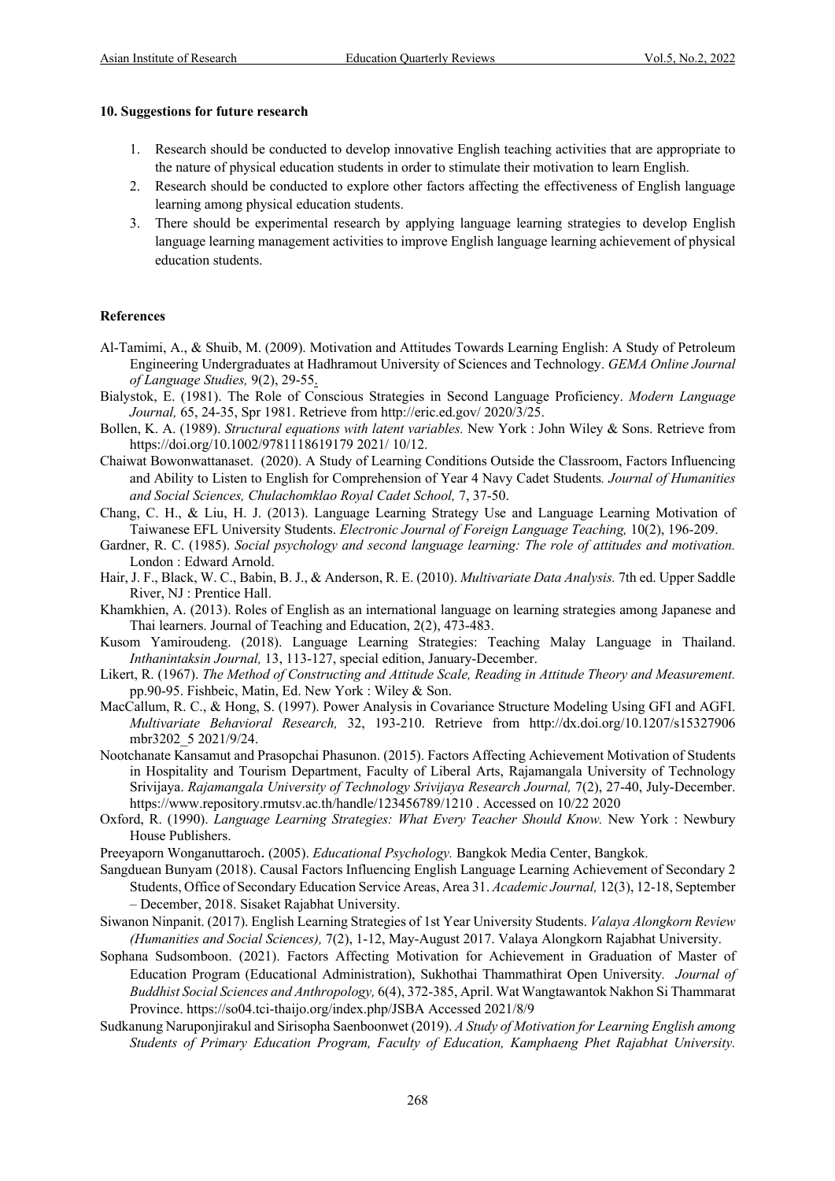## 10. Suggestions for future research

1. Research should be conducted to develop innovative English teaching activities that are appropriate to the nature of physical education students in order to stimulate their motivation to learn English.
2. Research should be conducted to explore other factors affecting the effectiveness of English language learning among physical education students.
3. There should be experimental research by applying language learning strategies to develop English language learning management activities to improve English language learning achievement of physical education students.

## References

Al-Tamimi, A., & Shuib, M. (2009). Motivation and Attitudes Towards Learning English: A Study of Petroleum Engineering Undergraduates at Hadhramout University of Sciences and Technology. *GEMA Online Journal of Language Studies,* 9(2), 29-55.

Bialystok, E. (1981). The Role of Conscious Strategies in Second Language Proficiency. *Modern Language Journal,* 65, 24-35, Spr 1981. Retrieve from http://eric.ed.gov/ 2020/3/25.

Bollen, K. A. (1989). *Structural equations with latent variables.* New York : John Wiley & Sons. Retrieve from https://doi.org/10.1002/9781118619179 2021/ 10/12.

Chaiwat Bowonwattanaset. (2020). A Study of Learning Conditions Outside the Classroom, Factors Influencing and Ability to Listen to English for Comprehension of Year 4 Navy Cadet Students*. Journal of Humanities and Social Sciences, Chulachomklao Royal Cadet School,* 7, 37-50.

Chang, C. H., & Liu, H. J. (2013). Language Learning Strategy Use and Language Learning Motivation of Taiwanese EFL University Students. *Electronic Journal of Foreign Language Teaching,* 10(2), 196-209.

Gardner, R. C. (1985). *Social psychology and second language learning: The role of attitudes and motivation.* London : Edward Arnold.

Hair, J. F., Black, W. C., Babin, B. J., & Anderson, R. E. (2010). *Multivariate Data Analysis.* 7th ed. Upper Saddle River, NJ : Prentice Hall.

Khamkhien, A. (2013). Roles of English as an international language on learning strategies among Japanese and Thai learners. Journal of Teaching and Education, 2(2), 473-483.

Kusom Yamiroudeng. (2018). Language Learning Strategies: Teaching Malay Language in Thailand. *Inthanintaksin Journal,* 13, 113-127, special edition, January-December.

Likert, R. (1967). *The Method of Constructing and Attitude Scale, Reading in Attitude Theory and Measurement.* pp.90-95. Fishbeic, Matin, Ed. New York : Wiley & Son.

MacCallum, R. C., & Hong, S. (1997). Power Analysis in Covariance Structure Modeling Using GFI and AGFI. *Multivariate Behavioral Research,* 32, 193-210. Retrieve from http://dx.doi.org/10.1207/s15327906 mbr3202_5 2021/9/24.

Nootchanate Kansamut and Prasopchai Phasunon. (2015). Factors Affecting Achievement Motivation of Students in Hospitality and Tourism Department, Faculty of Liberal Arts, Rajamangala University of Technology Srivijaya. *Rajamangala University of Technology Srivijaya Research Journal,* 7(2), 27-40, July-December. https://www.repository.rmutsv.ac.th/handle/123456789/1210 . Accessed on 10/22 2020

Oxford, R. (1990). *Language Learning Strategies: What Every Teacher Should Know.* New York : Newbury House Publishers.

Preeyaporn Wonganuttaroch. (2005). *Educational Psychology.* Bangkok Media Center, Bangkok.

Sangduean Bunyam (2018). Causal Factors Influencing English Language Learning Achievement of Secondary 2 Students, Office of Secondary Education Service Areas, Area 31. *Academic Journal,* 12(3), 12-18, September – December, 2018. Sisaket Rajabhat University.

Siwanon Ninpanit. (2017). English Learning Strategies of 1st Year University Students. *Valaya Alongkorn Review (Humanities and Social Sciences),* 7(2), 1-12, May-August 2017. Valaya Alongkorn Rajabhat University.

Sophana Sudsomboon. (2021). Factors Affecting Motivation for Achievement in Graduation of Master of Education Program (Educational Administration), Sukhothai Thammathirat Open University*. Journal of Buddhist Social Sciences and Anthropology,* 6(4), 372-385, April. Wat Wangtawantok Nakhon Si Thammarat Province. https://so04.tci-thaijo.org/index.php/JSBA Accessed 2021/8/9

Sudkanung Naruponjirakul and Sirisopha Saenboonwet (2019). *A Study of Motivation for Learning English among Students of Primary Education Program, Faculty of Education, Kamphaeng Phet Rajabhat University.*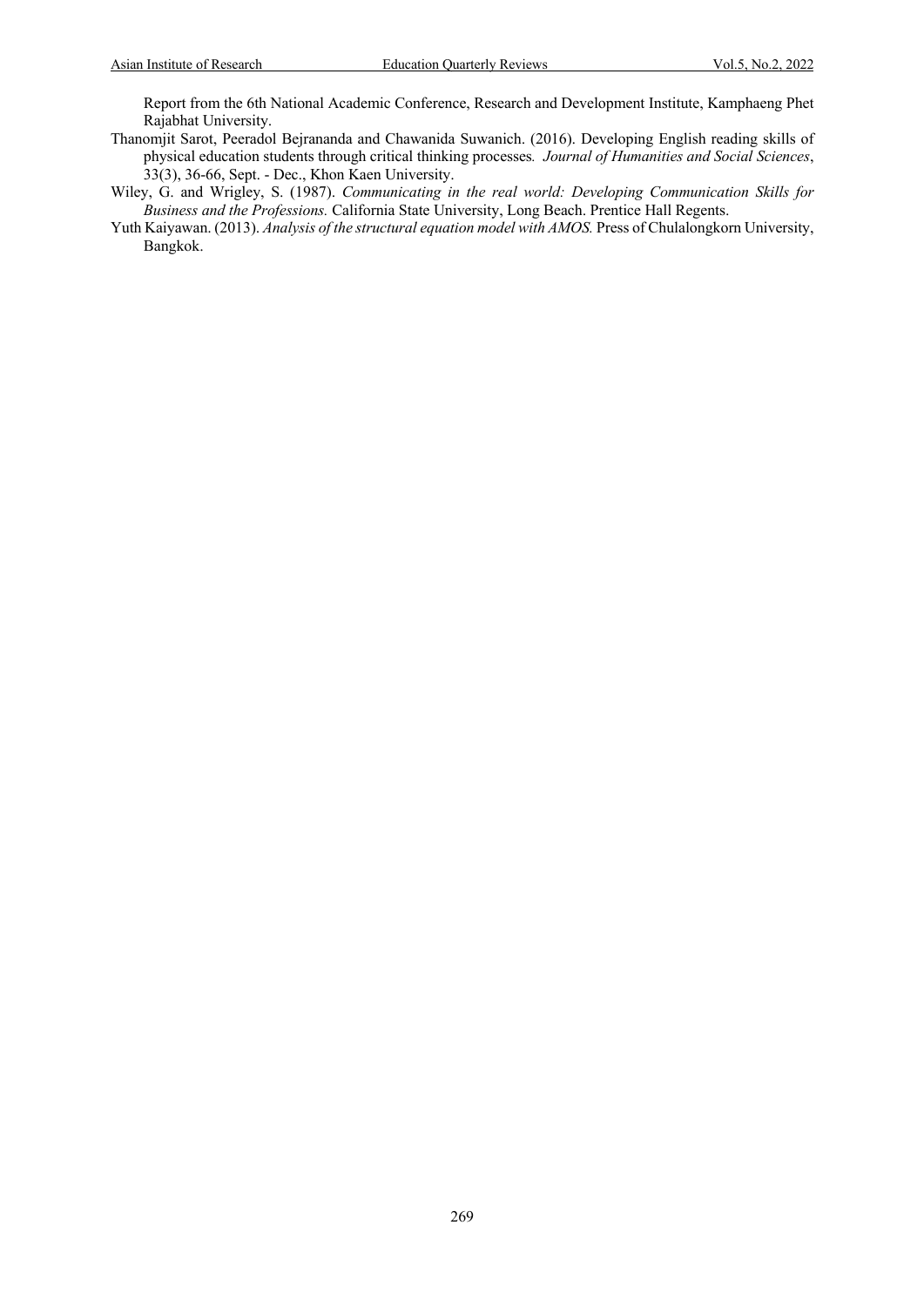Report from the 6th National Academic Conference, Research and Development Institute, Kamphaeng Phet Rajabhat University.

Thanomjit Sarot, Peeradol Bejrananda and Chawanida Suwanich. (2016). Developing English reading skills of physical education students through critical thinking processes. *Journal of Humanities and Social Sciences*, 33(3), 36-66, Sept. - Dec., Khon Kaen University.

Wiley, G. and Wrigley, S. (1987). *Communicating in the real world: Developing Communication Skills for Business and the Professions.* California State University, Long Beach. Prentice Hall Regents.

Yuth Kaiyawan. (2013). *Analysis of the structural equation model with AMOS.* Press of Chulalongkorn University, Bangkok.